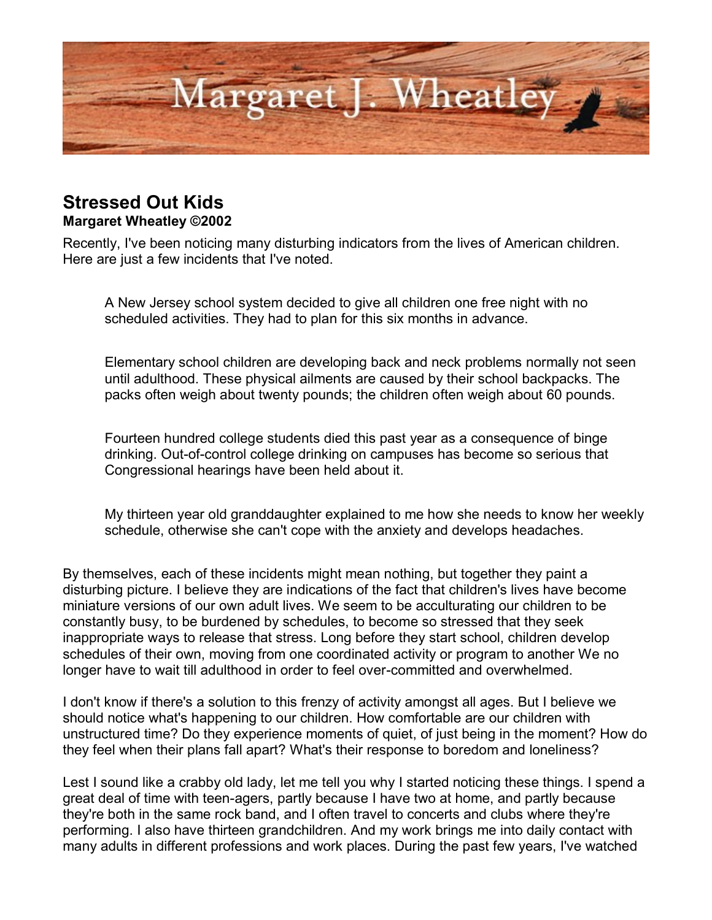# Margaret J. Wheatley

## Stressed Out Kids

**Margaret Wheatley ©2002**

Recently, I've been noticing many disturbing indicators from the lives of American children. Here are just a few incidents that I've noted.

> A New Jersey school system decided to give all children one free night with no scheduled activities. They had to plan for this six months in advance.
>
> Elementary school children are developing back and neck problems normally not seen until adulthood. These physical ailments are caused by their school backpacks. The packs often weigh about twenty pounds; the children often weigh about 60 pounds.
>
> Fourteen hundred college students died this past year as a consequence of binge drinking. Out-of-control college drinking on campuses has become so serious that Congressional hearings have been held about it.
>
> My thirteen year old granddaughter explained to me how she needs to know her weekly schedule, otherwise she can't cope with the anxiety and develops headaches.

By themselves, each of these incidents might mean nothing, but together they paint a disturbing picture. I believe they are indications of the fact that children's lives have become miniature versions of our own adult lives. We seem to be acculturating our children to be constantly busy, to be burdened by schedules, to become so stressed that they seek inappropriate ways to release that stress. Long before they start school, children develop schedules of their own, moving from one coordinated activity or program to another We no longer have to wait till adulthood in order to feel over-committed and overwhelmed.

I don't know if there's a solution to this frenzy of activity amongst all ages. But I believe we should notice what's happening to our children. How comfortable are our children with unstructured time? Do they experience moments of quiet, of just being in the moment? How do they feel when their plans fall apart? What's their response to boredom and loneliness?

Lest I sound like a crabby old lady, let me tell you why I started noticing these things. I spend a great deal of time with teen-agers, partly because I have two at home, and partly because they're both in the same rock band, and I often travel to concerts and clubs where they're performing. I also have thirteen grandchildren. And my work brings me into daily contact with many adults in different professions and work places. During the past few years, I've watched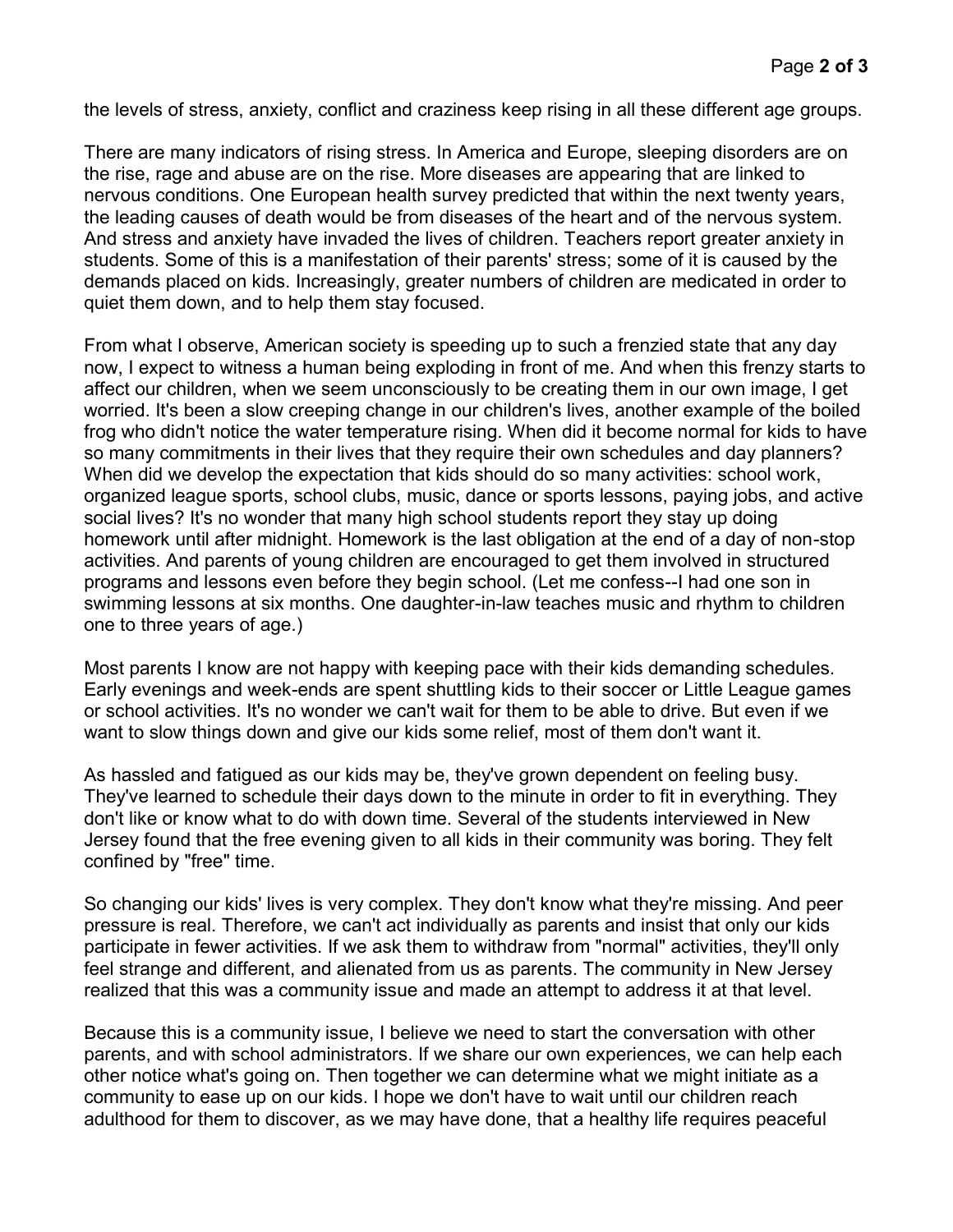the levels of stress, anxiety, conflict and craziness keep rising in all these different age groups.

There are many indicators of rising stress. In America and Europe, sleeping disorders are on the rise, rage and abuse are on the rise. More diseases are appearing that are linked to nervous conditions. One European health survey predicted that within the next twenty years, the leading causes of death would be from diseases of the heart and of the nervous system. And stress and anxiety have invaded the lives of children. Teachers report greater anxiety in students. Some of this is a manifestation of their parents' stress; some of it is caused by the demands placed on kids. Increasingly, greater numbers of children are medicated in order to quiet them down, and to help them stay focused.

From what I observe, American society is speeding up to such a frenzied state that any day now, I expect to witness a human being exploding in front of me. And when this frenzy starts to affect our children, when we seem unconsciously to be creating them in our own image, I get worried. It's been a slow creeping change in our children's lives, another example of the boiled frog who didn't notice the water temperature rising. When did it become normal for kids to have so many commitments in their lives that they require their own schedules and day planners? When did we develop the expectation that kids should do so many activities: school work, organized league sports, school clubs, music, dance or sports lessons, paying jobs, and active social lives? It's no wonder that many high school students report they stay up doing homework until after midnight. Homework is the last obligation at the end of a day of non-stop activities. And parents of young children are encouraged to get them involved in structured programs and lessons even before they begin school. (Let me confess--I had one son in swimming lessons at six months. One daughter-in-law teaches music and rhythm to children one to three years of age.)

Most parents I know are not happy with keeping pace with their kids demanding schedules. Early evenings and week-ends are spent shuttling kids to their soccer or Little League games or school activities. It's no wonder we can't wait for them to be able to drive. But even if we want to slow things down and give our kids some relief, most of them don't want it.

As hassled and fatigued as our kids may be, they've grown dependent on feeling busy. They've learned to schedule their days down to the minute in order to fit in everything. They don't like or know what to do with down time. Several of the students interviewed in New Jersey found that the free evening given to all kids in their community was boring. They felt confined by "free" time.

So changing our kids' lives is very complex. They don't know what they're missing. And peer pressure is real. Therefore, we can't act individually as parents and insist that only our kids participate in fewer activities. If we ask them to withdraw from "normal" activities, they'll only feel strange and different, and alienated from us as parents. The community in New Jersey realized that this was a community issue and made an attempt to address it at that level.

Because this is a community issue, I believe we need to start the conversation with other parents, and with school administrators. If we share our own experiences, we can help each other notice what's going on. Then together we can determine what we might initiate as a community to ease up on our kids. I hope we don't have to wait until our children reach adulthood for them to discover, as we may have done, that a healthy life requires peaceful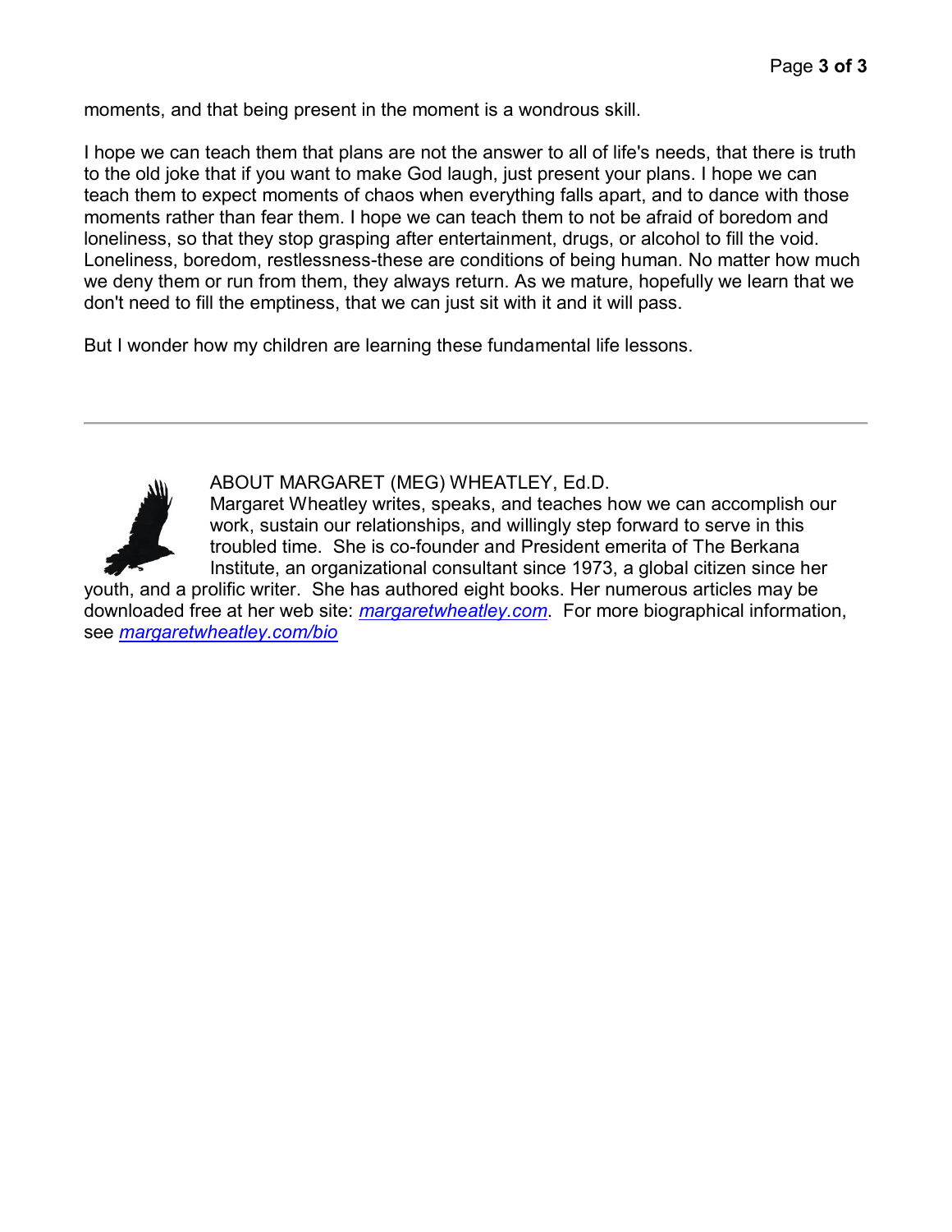moments, and that being present in the moment is a wondrous skill.

I hope we can teach them that plans are not the answer to all of life's needs, that there is truth to the old joke that if you want to make God laugh, just present your plans. I hope we can teach them to expect moments of chaos when everything falls apart, and to dance with those moments rather than fear them. I hope we can teach them to not be afraid of boredom and loneliness, so that they stop grasping after entertainment, drugs, or alcohol to fill the void. Loneliness, boredom, restlessness-these are conditions of being human. No matter how much we deny them or run from them, they always return. As we mature, hopefully we learn that we don't need to fill the emptiness, that we can just sit with it and it will pass.

But I wonder how my children are learning these fundamental life lessons.

---

ABOUT MARGARET (MEG) WHEATLEY, Ed.D.
Margaret Wheatley writes, speaks, and teaches how we can accomplish our work, sustain our relationships, and willingly step forward to serve in this troubled time. She is co-founder and President emerita of The Berkana Institute, an organizational consultant since 1973, a global citizen since her youth, and a prolific writer. She has authored eight books. Her numerous articles may be downloaded free at her web site: *[margaretwheatley.com](margaretwheatley.com)*. For more biographical information, see *[margaretwheatley.com/bio](margaretwheatley.com/bio)*